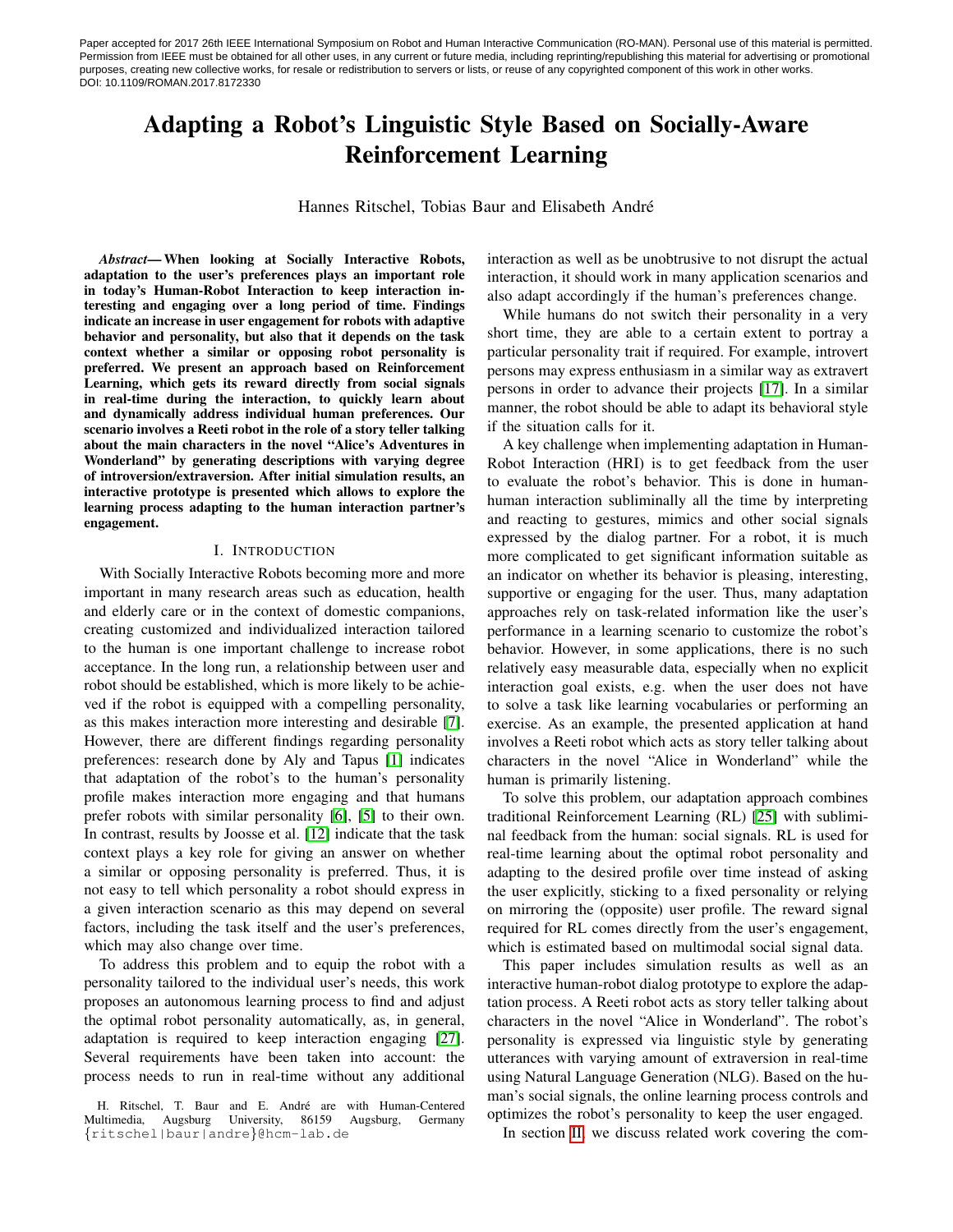Paper accepted for 2017 26th IEEE International Symposium on Robot and Human Interactive Communication (RO-MAN). Personal use of this material is permitted. Permission from IEEE must be obtained for all other uses, in any current or future media, including reprinting/republishing this material for advertising or promotional purposes, creating new collective works, for resale or redistribution to servers or lists, or reuse of any copyrighted component of this work in other works. DOI: 10.1109/ROMAN.2017.8172330

# Adapting a Robot's Linguistic Style Based on Socially-Aware Reinforcement Learning

Hannes Ritschel, Tobias Baur and Elisabeth André

***Abstract*— When looking at Socially Interactive Robots, adaptation to the user's preferences plays an important role in today's Human-Robot Interaction to keep interaction interesting and engaging over a long period of time. Findings indicate an increase in user engagement for robots with adaptive behavior and personality, but also that it depends on the task context whether a similar or opposing robot personality is preferred. We present an approach based on Reinforcement Learning, which gets its reward directly from social signals in real-time during the interaction, to quickly learn about and dynamically address individual human preferences. Our scenario involves a Reeti robot in the role of a story teller talking about the main characters in the novel "Alice's Adventures in Wonderland" by generating descriptions with varying degree of introversion/extraversion. After initial simulation results, an interactive prototype is presented which allows to explore the learning process adapting to the human interaction partner's engagement.**

## I. Introduction

With Socially Interactive Robots becoming more and more important in many research areas such as education, health and elderly care or in the context of domestic companions, creating customized and individualized interaction tailored to the human is one important challenge to increase robot acceptance. In the long run, a relationship between user and robot should be established, which is more likely to be achieved if the robot is equipped with a compelling personality, as this makes interaction more interesting and desirable [7]. However, there are different findings regarding personality preferences: research done by Aly and Tapus [1] indicates that adaptation of the robot's to the human's personality profile makes interaction more engaging and that humans prefer robots with similar personality [6], [5] to their own. In contrast, results by Joosse et al. [12] indicate that the task context plays a key role for giving an answer on whether a similar or opposing personality is preferred. Thus, it is not easy to tell which personality a robot should express in a given interaction scenario as this may depend on several factors, including the task itself and the user's preferences, which may also change over time.

To address this problem and to equip the robot with a personality tailored to the individual user's needs, this work proposes an autonomous learning process to find and adjust the optimal robot personality automatically, as, in general, adaptation is required to keep interaction engaging [27]. Several requirements have been taken into account: the process needs to run in real-time without any additional interaction as well as be unobtrusive to not disrupt the actual interaction, it should work in many application scenarios and also adapt accordingly if the human's preferences change.

While humans do not switch their personality in a very short time, they are able to a certain extent to portray a particular personality trait if required. For example, introvert persons may express enthusiasm in a similar way as extravert persons in order to advance their projects [17]. In a similar manner, the robot should be able to adapt its behavioral style if the situation calls for it.

A key challenge when implementing adaptation in Human-Robot Interaction (HRI) is to get feedback from the user to evaluate the robot's behavior. This is done in human-human interaction subliminally all the time by interpreting and reacting to gestures, mimics and other social signals expressed by the dialog partner. For a robot, it is much more complicated to get significant information suitable as an indicator on whether its behavior is pleasing, interesting, supportive or engaging for the user. Thus, many adaptation approaches rely on task-related information like the user's performance in a learning scenario to customize the robot's behavior. However, in some applications, there is no such relatively easy measurable data, especially when no explicit interaction goal exists, e.g. when the user does not have to solve a task like learning vocabularies or performing an exercise. As an example, the presented application at hand involves a Reeti robot which acts as story teller talking about characters in the novel "Alice in Wonderland" while the human is primarily listening.

To solve this problem, our adaptation approach combines traditional Reinforcement Learning (RL) [25] with subliminal feedback from the human: social signals. RL is used for real-time learning about the optimal robot personality and adapting to the desired profile over time instead of asking the user explicitly, sticking to a fixed personality or relying on mirroring the (opposite) user profile. The reward signal required for RL comes directly from the user's engagement, which is estimated based on multimodal social signal data.

This paper includes simulation results as well as an interactive human-robot dialog prototype to explore the adaptation process. A Reeti robot acts as story teller talking about characters in the novel "Alice in Wonderland". The robot's personality is expressed via linguistic style by generating utterances with varying amount of extraversion in real-time using Natural Language Generation (NLG). Based on the human's social signals, the online learning process controls and optimizes the robot's personality to keep the user engaged.

In section II, we discuss related work covering the com-

H. Ritschel, T. Baur and E. André are with Human-Centered Multimedia, Augsburg University, 86159 Augsburg, Germany {ritschel|baur|andre}@hcm-lab.de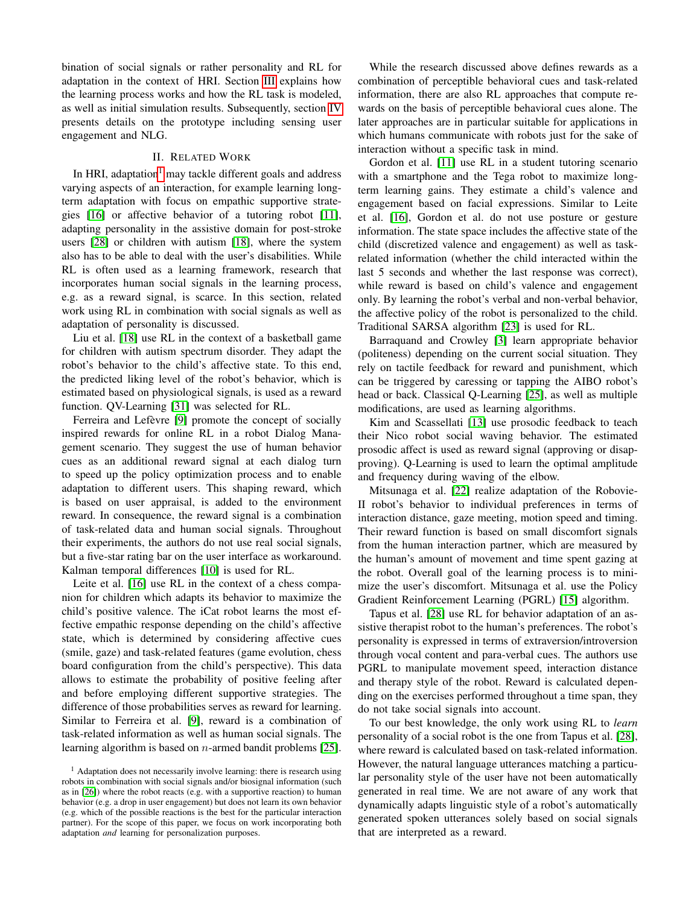bination of social signals or rather personality and RL for adaptation in the context of HRI. Section III explains how the learning process works and how the RL task is modeled, as well as initial simulation results. Subsequently, section IV presents details on the prototype including sensing user engagement and NLG.

## II. Related Work

In HRI, adaptation[1] may tackle different goals and address varying aspects of an interaction, for example learning long-term adaptation with focus on empathic supportive strategies [16] or affective behavior of a tutoring robot [11], adapting personality in the assistive domain for post-stroke users [28] or children with autism [18], where the system also has to be able to deal with the user's disabilities. While RL is often used as a learning framework, research that incorporates human social signals in the learning process, e.g. as a reward signal, is scarce. In this section, related work using RL in combination with social signals as well as adaptation of personality is discussed.

Liu et al. [18] use RL in the context of a basketball game for children with autism spectrum disorder. They adapt the robot's behavior to the child's affective state. To this end, the predicted liking level of the robot's behavior, which is estimated based on physiological signals, is used as a reward function. QV-Learning [31] was selected for RL.

Ferreira and Lefèvre [9] promote the concept of socially inspired rewards for online RL in a robot Dialog Management scenario. They suggest the use of human behavior cues as an additional reward signal at each dialog turn to speed up the policy optimization process and to enable adaptation to different users. This shaping reward, which is based on user appraisal, is added to the environment reward. In consequence, the reward signal is a combination of task-related data and human social signals. Throughout their experiments, the authors do not use real social signals, but a five-star rating bar on the user interface as workaround. Kalman temporal differences [10] is used for RL.

Leite et al. [16] use RL in the context of a chess companion for children which adapts its behavior to maximize the child's positive valence. The iCat robot learns the most effective empathic response depending on the child's affective state, which is determined by considering affective cues (smile, gaze) and task-related features (game evolution, chess board configuration from the child's perspective). This data allows to estimate the probability of positive feeling after and before employing different supportive strategies. The difference of those probabilities serves as reward for learning. Similar to Ferreira et al. [9], reward is a combination of task-related information as well as human social signals. The learning algorithm is based on $n$-armed bandit problems [25].

[1] Adaptation does not necessarily involve learning: there is research using robots in combination with social signals and/or biosignal information (such as in [26]) where the robot reacts (e.g. with a supportive reaction) to human behavior (e.g. a drop in user engagement) but does not learn its own behavior (e.g. which of the possible reactions is the best for the particular interaction partner). For the scope of this paper, we focus on work incorporating both adaptation *and* learning for personalization purposes.

While the research discussed above defines rewards as a combination of perceptible behavioral cues and task-related information, there are also RL approaches that compute rewards on the basis of perceptible behavioral cues alone. The later approaches are in particular suitable for applications in which humans communicate with robots just for the sake of interaction without a specific task in mind.

Gordon et al. [11] use RL in a student tutoring scenario with a smartphone and the Tega robot to maximize long-term learning gains. They estimate a child's valence and engagement based on facial expressions. Similar to Leite et al. [16], Gordon et al. do not use posture or gesture information. The state space includes the affective state of the child (discretized valence and engagement) as well as task-related information (whether the child interacted within the last 5 seconds and whether the last response was correct), while reward is based on child's valence and engagement only. By learning the robot's verbal and non-verbal behavior, the affective policy of the robot is personalized to the child. Traditional SARSA algorithm [23] is used for RL.

Barraquand and Crowley [3] learn appropriate behavior (politeness) depending on the current social situation. They rely on tactile feedback for reward and punishment, which can be triggered by caressing or tapping the AIBO robot's head or back. Classical Q-Learning [25], as well as multiple modifications, are used as learning algorithms.

Kim and Scassellati [13] use prosodic feedback to teach their Nico robot social waving behavior. The estimated prosodic affect is used as reward signal (approving or disapproving). Q-Learning is used to learn the optimal amplitude and frequency during waving of the elbow.

Mitsunaga et al. [22] realize adaptation of the Robovie-II robot's behavior to individual preferences in terms of interaction distance, gaze meeting, motion speed and timing. Their reward function is based on small discomfort signals from the human interaction partner, which are measured by the human's amount of movement and time spent gazing at the robot. Overall goal of the learning process is to minimize the user's discomfort. Mitsunaga et al. use the Policy Gradient Reinforcement Learning (PGRL) [15] algorithm.

Tapus et al. [28] use RL for behavior adaptation of an assistive therapist robot to the human's preferences. The robot's personality is expressed in terms of extraversion/introversion through vocal content and para-verbal cues. The authors use PGRL to manipulate movement speed, interaction distance and therapy style of the robot. Reward is calculated depending on the exercises performed throughout a time span, they do not take social signals into account.

To our best knowledge, the only work using RL to *learn* personality of a social robot is the one from Tapus et al. [28], where reward is calculated based on task-related information. However, the natural language utterances matching a particular personality style of the user have not been automatically generated in real time. We are not aware of any work that dynamically adapts linguistic style of a robot's automatically generated spoken utterances solely based on social signals that are interpreted as a reward.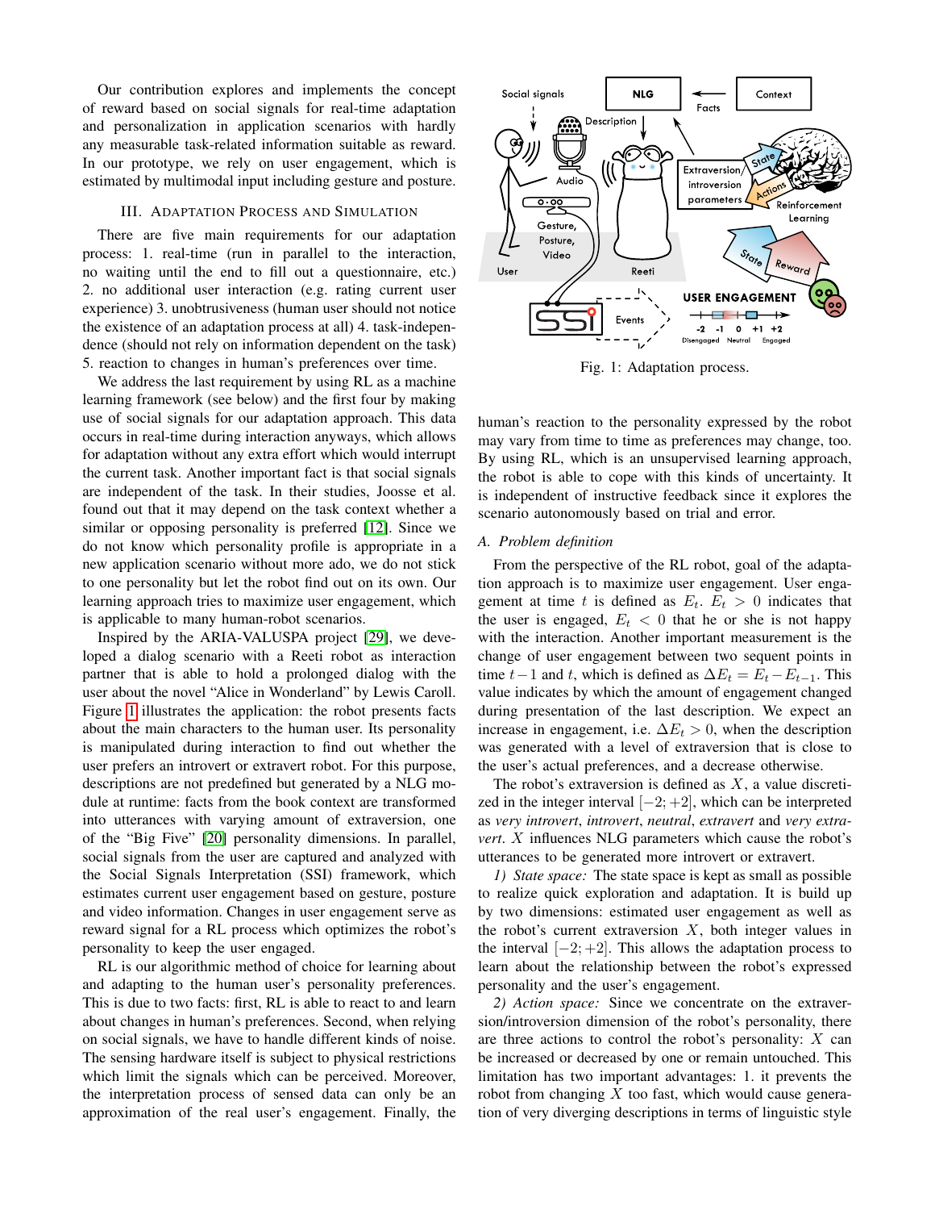Our contribution explores and implements the concept of reward based on social signals for real-time adaptation and personalization in application scenarios with hardly any measurable task-related information suitable as reward. In our prototype, we rely on user engagement, which is estimated by multimodal input including gesture and posture.

## III. Adaptation Process and Simulation

There are five main requirements for our adaptation process: 1. real-time (run in parallel to the interaction, no waiting until the end to fill out a questionnaire, etc.) 2. no additional user interaction (e.g. rating current user experience) 3. unobtrusiveness (human user should not notice the existence of an adaptation process at all) 4. task-independence (should not rely on information dependent on the task) 5. reaction to changes in human's preferences over time.

We address the last requirement by using RL as a machine learning framework (see below) and the first four by making use of social signals for our adaptation approach. This data occurs in real-time during interaction anyways, which allows for adaptation without any extra effort which would interrupt the current task. Another important fact is that social signals are independent of the task. In their studies, Joosse et al. found out that it may depend on the task context whether a similar or opposing personality is preferred [12]. Since we do not know which personality profile is appropriate in a new application scenario without more ado, we do not stick to one personality but let the robot find out on its own. Our learning approach tries to maximize user engagement, which is applicable to many human-robot scenarios.

Inspired by the ARIA-VALUSPA project [29], we developed a dialog scenario with a Reeti robot as interaction partner that is able to hold a prolonged dialog with the user about the novel "Alice in Wonderland" by Lewis Caroll. Figure 1 illustrates the application: the robot presents facts about the main characters to the human user. Its personality is manipulated during interaction to find out whether the user prefers an introvert or extravert robot. For this purpose, descriptions are not predefined but generated by a NLG module at runtime: facts from the book context are transformed into utterances with varying amount of extraversion, one of the "Big Five" [20] personality dimensions. In parallel, social signals from the user are captured and analyzed with the Social Signals Interpretation (SSI) framework, which estimates current user engagement based on gesture, posture and video information. Changes in user engagement serve as reward signal for a RL process which optimizes the robot's personality to keep the user engaged.

RL is our algorithmic method of choice for learning about and adapting to the human user's personality preferences. This is due to two facts: first, RL is able to react to and learn about changes in human's preferences. Second, when relying on social signals, we have to handle different kinds of noise. The sensing hardware itself is subject to physical restrictions which limit the signals which can be perceived. Moreover, the interpretation process of sensed data can only be an approximation of the real user's engagement. Finally, the human's reaction to the personality expressed by the robot may vary from time to time as preferences may change, too. By using RL, which is an unsupervised learning approach, the robot is able to cope with this kinds of uncertainty. It is independent of instructive feedback since it explores the scenario autonomously based on trial and error.

Fig. 1: Adaptation process.

### A. Problem definition

From the perspective of the RL robot, goal of the adaptation approach is to maximize user engagement. User engagement at time $t$ is defined as $E_t$. $E_t > 0$ indicates that the user is engaged, $E_t < 0$ that he or she is not happy with the interaction. Another important measurement is the change of user engagement between two sequent points in time $t-1$ and $t$, which is defined as $\Delta E_t = E_t - E_{t-1}$. This value indicates by which the amount of engagement changed during presentation of the last description. We expect an increase in engagement, i.e. $\Delta E_t > 0$, when the description was generated with a level of extraversion that is close to the user's actual preferences, and a decrease otherwise.

The robot's extraversion is defined as $X$, a value discretized in the integer interval $[-2; +2]$, which can be interpreted as *very introvert*, *introvert*, *neutral*, *extravert* and *very extravert*. $X$ influences NLG parameters which cause the robot's utterances to be generated more introvert or extravert.

*1) State space:* The state space is kept as small as possible to realize quick exploration and adaptation. It is build up by two dimensions: estimated user engagement as well as the robot's current extraversion $X$, both integer values in the interval $[-2; +2]$. This allows the adaptation process to learn about the relationship between the robot's expressed personality and the user's engagement.

*2) Action space:* Since we concentrate on the extraversion/introversion dimension of the robot's personality, there are three actions to control the robot's personality: $X$ can be increased or decreased by one or remain untouched. This limitation has two important advantages: 1. it prevents the robot from changing $X$ too fast, which would cause generation of very diverging descriptions in terms of linguistic style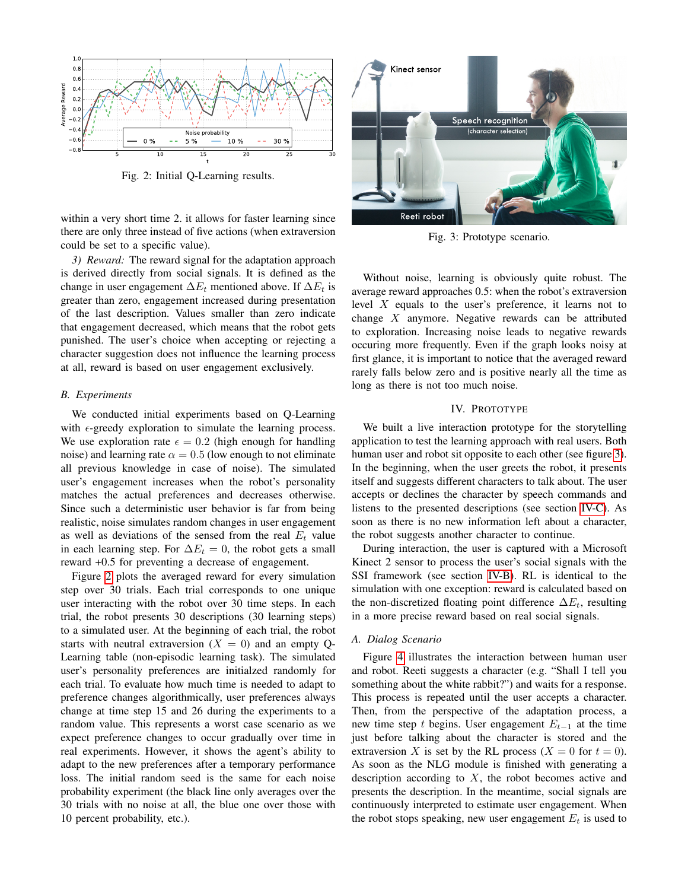Fig. 2: Initial Q-Learning results.

within a very short time 2. it allows for faster learning since there are only three instead of five actions (when extraversion could be set to a specific value).

*3) Reward:* The reward signal for the adaptation approach is derived directly from social signals. It is defined as the change in user engagement $\Delta E_t$ mentioned above. If $\Delta E_t$ is greater than zero, engagement increased during presentation of the last description. Values smaller than zero indicate that engagement decreased, which means that the robot gets punished. The user's choice when accepting or rejecting a character suggestion does not influence the learning process at all, reward is based on user engagement exclusively.

### *B. Experiments*

We conducted initial experiments based on Q-Learning with $\epsilon$-greedy exploration to simulate the learning process. We use exploration rate $\epsilon = 0.2$ (high enough for handling noise) and learning rate $\alpha = 0.5$ (low enough to not eliminate all previous knowledge in case of noise). The simulated user's engagement increases when the robot's personality matches the actual preferences and decreases otherwise. Since such a deterministic user behavior is far from being realistic, noise simulates random changes in user engagement as well as deviations of the sensed from the real $E_t$ value in each learning step. For $\Delta E_t = 0$, the robot gets a small reward +0.5 for preventing a decrease of engagement.

Figure 2 plots the averaged reward for every simulation step over 30 trials. Each trial corresponds to one unique user interacting with the robot over 30 time steps. In each trial, the robot presents 30 descriptions (30 learning steps) to a simulated user. At the beginning of each trial, the robot starts with neutral extraversion ($X = 0$) and an empty Q-Learning table (non-episodic learning task). The simulated user's personality preferences are initialzed randomly for each trial. To evaluate how much time is needed to adapt to preference changes algorithmically, user preferences always change at time step 15 and 26 during the experiments to a random value. This represents a worst case scenario as we expect preference changes to occur gradually over time in real experiments. However, it shows the agent's ability to adapt to the new preferences after a temporary performance loss. The initial random seed is the same for each noise probability experiment (the black line only averages over the 30 trials with no noise at all, the blue one over those with 10 percent probability, etc.).

Fig. 3: Prototype scenario.

Without noise, learning is obviously quite robust. The average reward approaches 0.5: when the robot's extraversion level $X$ equals to the user's preference, it learns not to change $X$ anymore. Negative rewards can be attributed to exploration. Increasing noise leads to negative rewards occuring more frequently. Even if the graph looks noisy at first glance, it is important to notice that the averaged reward rarely falls below zero and is positive nearly all the time as long as there is not too much noise.

## IV. Prototype

We built a live interaction prototype for the storytelling application to test the learning approach with real users. Both human user and robot sit opposite to each other (see figure 3). In the beginning, when the user greets the robot, it presents itself and suggests different characters to talk about. The user accepts or declines the character by speech commands and listens to the presented descriptions (see section IV-C). As soon as there is no new information left about a character, the robot suggests another character to continue.

During interaction, the user is captured with a Microsoft Kinect 2 sensor to process the user's social signals with the SSI framework (see section IV-B). RL is identical to the simulation with one exception: reward is calculated based on the non-discretized floating point difference $\Delta E_t$, resulting in a more precise reward based on real social signals.

### *A. Dialog Scenario*

Figure 4 illustrates the interaction between human user and robot. Reeti suggests a character (e.g. "Shall I tell you something about the white rabbit?") and waits for a response. This process is repeated until the user accepts a character. Then, from the perspective of the adaptation process, a new time step $t$ begins. User engagement $E_{t-1}$ at the time just before talking about the character is stored and the extraversion $X$ is set by the RL process ($X = 0$ for $t = 0$). As soon as the NLG module is finished with generating a description according to $X$, the robot becomes active and presents the description. In the meantime, social signals are continuously interpreted to estimate user engagement. When the robot stops speaking, new user engagement $E_t$ is used to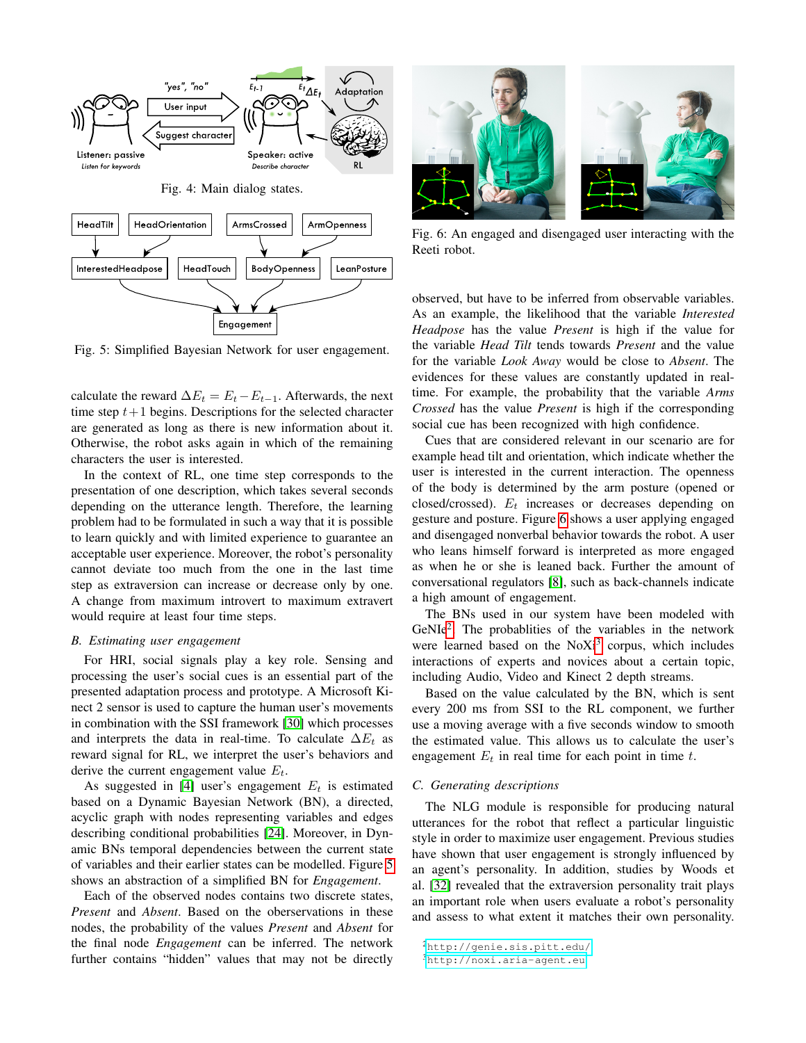Fig. 4: Main dialog states.

Fig. 5: Simplified Bayesian Network for user engagement.

calculate the reward $\Delta E_t = E_t - E_{t-1}$. Afterwards, the next time step $t+1$ begins. Descriptions for the selected character are generated as long as there is new information about it. Otherwise, the robot asks again in which of the remaining characters the user is interested.

In the context of RL, one time step corresponds to the presentation of one description, which takes several seconds depending on the utterance length. Therefore, the learning problem had to be formulated in such a way that it is possible to learn quickly and with limited experience to guarantee an acceptable user experience. Moreover, the robot's personality cannot deviate too much from the one in the last time step as extraversion can increase or decrease only by one. A change from maximum introvert to maximum extravert would require at least four time steps.

### B. Estimating user engagement

For HRI, social signals play a key role. Sensing and processing the user's social cues is an essential part of the presented adaptation process and prototype. A Microsoft Kinect 2 sensor is used to capture the human user's movements in combination with the SSI framework [30] which processes and interprets the data in real-time. To calculate $\Delta E_t$ as reward signal for RL, we interpret the user's behaviors and derive the current engagement value $E_t$.

As suggested in [4] user's engagement $E_t$ is estimated based on a Dynamic Bayesian Network (BN), a directed, acyclic graph with nodes representing variables and edges describing conditional probabilities [24]. Moreover, in Dynamic BNs temporal dependencies between the current state of variables and their earlier states can be modelled. Figure 5 shows an abstraction of a simplified BN for *Engagement*.

Each of the observed nodes contains two discrete states, *Present* and *Absent*. Based on the oberservations in these nodes, the probability of the values *Present* and *Absent* for the final node *Engagement* can be inferred. The network further contains "hidden" values that may not be directly observed, but have to be inferred from observable variables. As an example, the likelihood that the variable *Interested Headpose* has the value *Present* is high if the value for the variable *Head Tilt* tends towards *Present* and the value for the variable *Look Away* would be close to *Absent*. The evidences for these values are constantly updated in real-time. For example, the probability that the variable *Arms Crossed* has the value *Present* is high if the corresponding social cue has been recognized with high confidence.

Fig. 6: An engaged and disengaged user interacting with the Reeti robot.

Cues that are considered relevant in our scenario are for example head tilt and orientation, which indicate whether the user is interested in the current interaction. The openness of the body is determined by the arm posture (opened or closed/crossed). $E_t$ increases or decreases depending on gesture and posture. Figure 6 shows a user applying engaged and disengaged nonverbal behavior towards the robot. A user who leans himself forward is interpreted as more engaged as when he or she is leaned back. Further the amount of conversational regulators [8], such as back-channels indicate a high amount of engagement.

The BNs used in our system have been modeled with GeNIe[2]. The probabilities of the variables in the network were learned based on the NoXi[3] corpus, which includes interactions of experts and novices about a certain topic, including Audio, Video and Kinect 2 depth streams.

Based on the value calculated by the BN, which is sent every 200 ms from SSI to the RL component, we further use a moving average with a five seconds window to smooth the estimated value. This allows us to calculate the user's engagement $E_t$ in real time for each point in time $t$.

### C. Generating descriptions

The NLG module is responsible for producing natural utterances for the robot that reflect a particular linguistic style in order to maximize user engagement. Previous studies have shown that user engagement is strongly influenced by an agent's personality. In addition, studies by Woods et al. [32] revealed that the extraversion personality trait plays an important role when users evaluate a robot's personality and assess to what extent it matches their own personality.

[2] http://genie.sis.pitt.edu/

[3] http://noxi.aria-agent.eu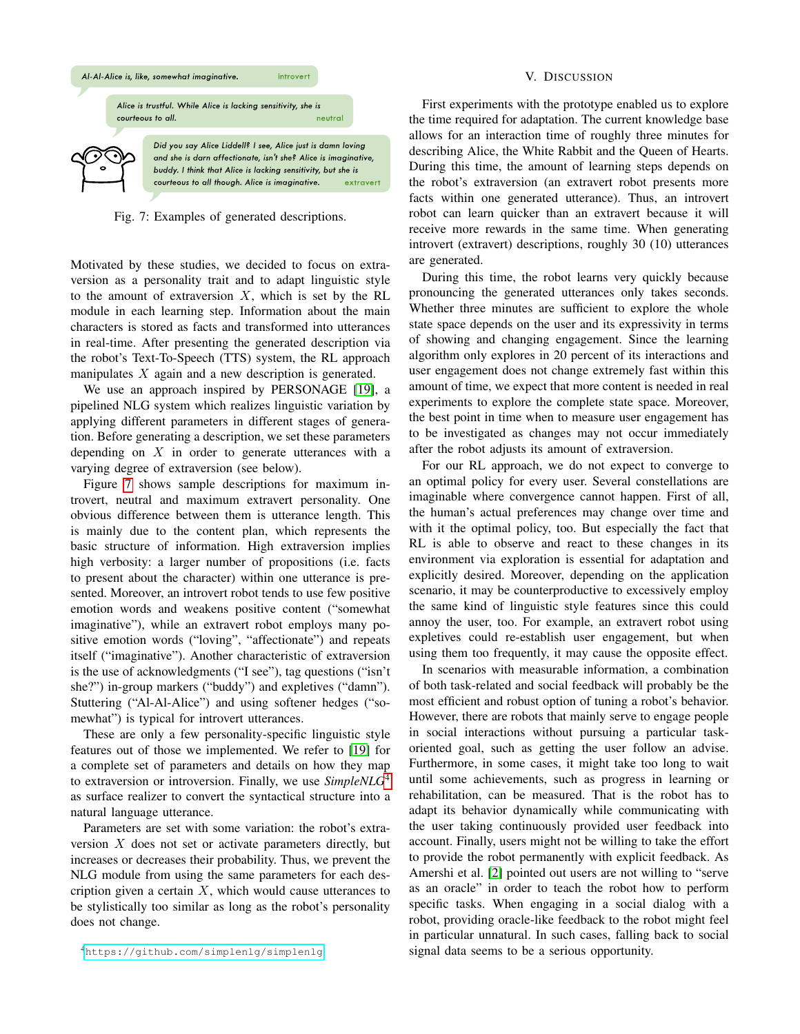Al-Al-Alice is, like, somewhat imaginative. — introvert

Alice is trustful. While Alice is lacking sensitivity, she is courteous to all. — neutral

Did you say Alice Liddell? I see, Alice just is damn loving and she is darn affectionate, isn't she? Alice is imaginative, buddy. I think that Alice is lacking sensitivity, but she is courteous to all though. Alice is imaginative. — extravert

Fig. 7: Examples of generated descriptions.

Motivated by these studies, we decided to focus on extraversion as a personality trait and to adapt linguistic style to the amount of extraversion $X$, which is set by the RL module in each learning step. Information about the main characters is stored as facts and transformed into utterances in real-time. After presenting the generated description via the robot's Text-To-Speech (TTS) system, the RL approach manipulates $X$ again and a new description is generated.

We use an approach inspired by PERSONAGE [19], a pipelined NLG system which realizes linguistic variation by applying different parameters in different stages of generation. Before generating a description, we set these parameters depending on $X$ in order to generate utterances with a varying degree of extraversion (see below).

Figure 7 shows sample descriptions for maximum introvert, neutral and maximum extravert personality. One obvious difference between them is utterance length. This is mainly due to the content plan, which represents the basic structure of information. High extraversion implies high verbosity: a larger number of propositions (i.e. facts to present about the character) within one utterance is presented. Moreover, an introvert robot tends to use few positive emotion words and weakens positive content ("somewhat imaginative"), while an extravert robot employs many positive emotion words ("loving", "affectionate") and repeats itself ("imaginative"). Another characteristic of extraversion is the use of acknowledgments ("I see"), tag questions ("isn't she?") in-group markers ("buddy") and expletives ("damn"). Stuttering ("Al-Al-Alice") and using softener hedges ("somewhat") is typical for introvert utterances.

These are only a few personality-specific linguistic style features out of those we implemented. We refer to [19] for a complete set of parameters and details on how they map to extraversion or introversion. Finally, we use *SimpleNLG*[4] as surface realizer to convert the syntactical structure into a natural language utterance.

Parameters are set with some variation: the robot's extraversion $X$ does not set or activate parameters directly, but increases or decreases their probability. Thus, we prevent the NLG module from using the same parameters for each description given a certain $X$, which would cause utterances to be stylistically too similar as long as the robot's personality does not change.

[4] https://github.com/simplenlg/simplenlg

## V. Discussion

First experiments with the prototype enabled us to explore the time required for adaptation. The current knowledge base allows for an interaction time of roughly three minutes for describing Alice, the White Rabbit and the Queen of Hearts. During this time, the amount of learning steps depends on the robot's extraversion (an extravert robot presents more facts within one generated utterance). Thus, an introvert robot can learn quicker than an extravert because it will receive more rewards in the same time. When generating introvert (extravert) descriptions, roughly 30 (10) utterances are generated.

During this time, the robot learns very quickly because pronouncing the generated utterances only takes seconds. Whether three minutes are sufficient to explore the whole state space depends on the user and its expressivity in terms of showing and changing engagement. Since the learning algorithm only explores in 20 percent of its interactions and user engagement does not change extremely fast within this amount of time, we expect that more content is needed in real experiments to explore the complete state space. Moreover, the best point in time when to measure user engagement has to be investigated as changes may not occur immediately after the robot adjusts its amount of extraversion.

For our RL approach, we do not expect to converge to an optimal policy for every user. Several constellations are imaginable where convergence cannot happen. First of all, the human's actual preferences may change over time and with it the optimal policy, too. But especially the fact that the RL is able to observe and react to these changes in its environment via exploration is essential for adaptation and explicitly desired. Moreover, depending on the application scenario, it may be counterproductive to excessively employ the same kind of linguistic style features since this could annoy the user, too. For example, an extravert robot using expletives could re-establish user engagement, but when using them too frequently, it may cause the opposite effect.

In scenarios with measurable information, a combination of both task-related and social feedback will probably be the most efficient and robust option of tuning a robot's behavior. However, there are robots that mainly serve to engage people in social interactions without pursuing a particular task-oriented goal, such as getting the user follow an advise. Furthermore, in some cases, it might take too long to wait until some achievements, such as progress in learning or rehabilitation, can be measured. That is the robot has to adapt its behavior dynamically while communicating with the user taking continuously provided user feedback into account. Finally, users might not be willing to take the effort to provide the robot permanently with explicit feedback. As Amershi et al. [2] pointed out users are not willing to "serve as an oracle" in order to teach the robot how to perform specific tasks. When engaging in a social dialog with a robot, providing oracle-like feedback to the robot might feel in particular unnatural. In such cases, falling back to social signal data seems to be a serious opportunity.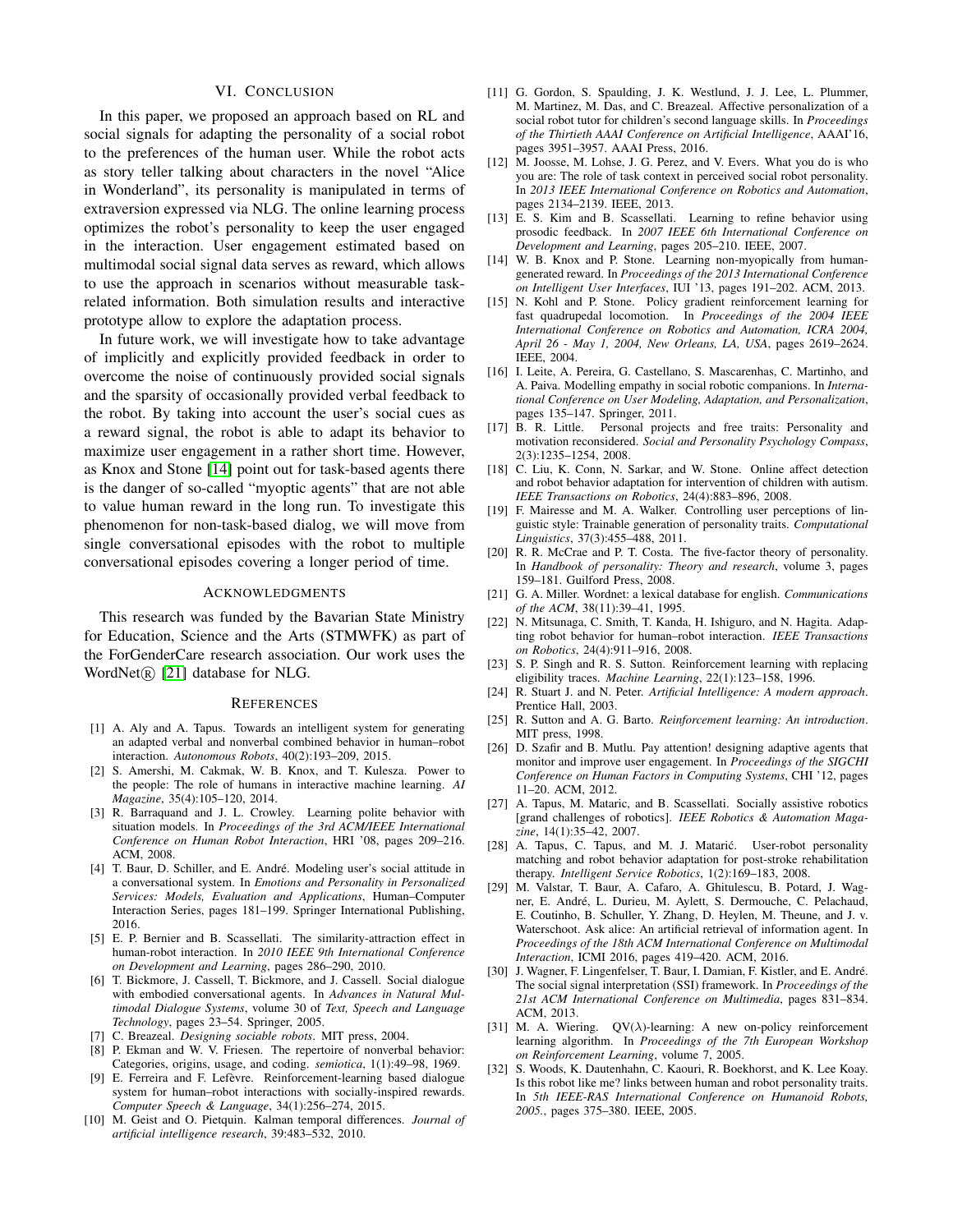## VI. Conclusion

In this paper, we proposed an approach based on RL and social signals for adapting the personality of a social robot to the preferences of the human user. While the robot acts as story teller talking about characters in the novel "Alice in Wonderland", its personality is manipulated in terms of extraversion expressed via NLG. The online learning process optimizes the robot's personality to keep the user engaged in the interaction. User engagement estimated based on multimodal social signal data serves as reward, which allows to use the approach in scenarios without measurable task-related information. Both simulation results and interactive prototype allow to explore the adaptation process.

In future work, we will investigate how to take advantage of implicitly and explicitly provided feedback in order to overcome the noise of continuously provided social signals and the sparsity of occasionally provided verbal feedback to the robot. By taking into account the user's social cues as a reward signal, the robot is able to adapt its behavior to maximize user engagement in a rather short time. However, as Knox and Stone [14] point out for task-based agents there is the danger of so-called "myoptic agents" that are not able to value human reward in the long run. To investigate this phenomenon for non-task-based dialog, we will move from single conversational episodes with the robot to multiple conversational episodes covering a longer period of time.

## Acknowledgments

This research was funded by the Bavarian State Ministry for Education, Science and the Arts (STMWFK) as part of the ForGenderCare research association. Our work uses the WordNet® [21] database for NLG.

## References

[1] A. Aly and A. Tapus. Towards an intelligent system for generating an adapted verbal and nonverbal combined behavior in human–robot interaction. *Autonomous Robots*, 40(2):193–209, 2015.

[2] S. Amershi, M. Cakmak, W. B. Knox, and T. Kulesza. Power to the people: The role of humans in interactive machine learning. *AI Magazine*, 35(4):105–120, 2014.

[3] R. Barraquand and J. L. Crowley. Learning polite behavior with situation models. In *Proceedings of the 3rd ACM/IEEE International Conference on Human Robot Interaction*, HRI '08, pages 209–216. ACM, 2008.

[4] T. Baur, D. Schiller, and E. André. Modeling user's social attitude in a conversational system. In *Emotions and Personality in Personalized Services: Models, Evaluation and Applications*, Human–Computer Interaction Series, pages 181–199. Springer International Publishing, 2016.

[5] E. P. Bernier and B. Scassellati. The similarity-attraction effect in human-robot interaction. In *2010 IEEE 9th International Conference on Development and Learning*, pages 286–290, 2010.

[6] T. Bickmore, J. Cassell, T. Bickmore, and J. Cassell. Social dialogue with embodied conversational agents. In *Advances in Natural Multimodal Dialogue Systems*, volume 30 of *Text, Speech and Language Technology*, pages 23–54. Springer, 2005.

[7] C. Breazeal. *Designing sociable robots*. MIT press, 2004.

[8] P. Ekman and W. V. Friesen. The repertoire of nonverbal behavior: Categories, origins, usage, and coding. *semiotica*, 1(1):49–98, 1969.

[9] E. Ferreira and F. Lefèvre. Reinforcement-learning based dialogue system for human–robot interactions with socially-inspired rewards. *Computer Speech & Language*, 34(1):256–274, 2015.

[10] M. Geist and O. Pietquin. Kalman temporal differences. *Journal of artificial intelligence research*, 39:483–532, 2010.

[11] G. Gordon, S. Spaulding, J. K. Westlund, J. J. Lee, L. Plummer, M. Martinez, M. Das, and C. Breazeal. Affective personalization of a social robot tutor for children's second language skills. In *Proceedings of the Thirtieth AAAI Conference on Artificial Intelligence*, AAAI'16, pages 3951–3957. AAAI Press, 2016.

[12] M. Joosse, M. Lohse, J. G. Perez, and V. Evers. What you do is who you are: The role of task context in perceived social robot personality. In *2013 IEEE International Conference on Robotics and Automation*, pages 2134–2139. IEEE, 2013.

[13] E. S. Kim and B. Scassellati. Learning to refine behavior using prosodic feedback. In *2007 IEEE 6th International Conference on Development and Learning*, pages 205–210. IEEE, 2007.

[14] W. B. Knox and P. Stone. Learning non-myopically from human-generated reward. In *Proceedings of the 2013 International Conference on Intelligent User Interfaces*, IUI '13, pages 191–202. ACM, 2013.

[15] N. Kohl and P. Stone. Policy gradient reinforcement learning for fast quadrupedal locomotion. In *Proceedings of the 2004 IEEE International Conference on Robotics and Automation, ICRA 2004, April 26 - May 1, 2004, New Orleans, LA, USA*, pages 2619–2624. IEEE, 2004.

[16] I. Leite, A. Pereira, G. Castellano, S. Mascarenhas, C. Martinho, and A. Paiva. Modelling empathy in social robotic companions. In *International Conference on User Modeling, Adaptation, and Personalization*, pages 135–147. Springer, 2011.

[17] B. R. Little. Personal projects and free traits: Personality and motivation reconsidered. *Social and Personality Psychology Compass*, 2(3):1235–1254, 2008.

[18] C. Liu, K. Conn, N. Sarkar, and W. Stone. Online affect detection and robot behavior adaptation for intervention of children with autism. *IEEE Transactions on Robotics*, 24(4):883–896, 2008.

[19] F. Mairesse and M. A. Walker. Controlling user perceptions of linguistic style: Trainable generation of personality traits. *Computational Linguistics*, 37(3):455–488, 2011.

[20] R. R. McCrae and P. T. Costa. The five-factor theory of personality. In *Handbook of personality: Theory and research*, volume 3, pages 159–181. Guilford Press, 2008.

[21] G. A. Miller. Wordnet: a lexical database for english. *Communications of the ACM*, 38(11):39–41, 1995.

[22] N. Mitsunaga, C. Smith, T. Kanda, H. Ishiguro, and N. Hagita. Adapting robot behavior for human–robot interaction. *IEEE Transactions on Robotics*, 24(4):911–916, 2008.

[23] S. P. Singh and R. S. Sutton. Reinforcement learning with replacing eligibility traces. *Machine Learning*, 22(1):123–158, 1996.

[24] R. Stuart J. and N. Peter. *Artificial Intelligence: A modern approach*. Prentice Hall, 2003.

[25] R. Sutton and A. G. Barto. *Reinforcement learning: An introduction*. MIT press, 1998.

[26] D. Szafir and B. Mutlu. Pay attention! designing adaptive agents that monitor and improve user engagement. In *Proceedings of the SIGCHI Conference on Human Factors in Computing Systems*, CHI '12, pages 11–20. ACM, 2012.

[27] A. Tapus, M. Mataric, and B. Scassellati. Socially assistive robotics [grand challenges of robotics]. *IEEE Robotics & Automation Magazine*, 14(1):35–42, 2007.

[28] A. Tapus, C. Tapus, and M. J. Matarić. User-robot personality matching and robot behavior adaptation for post-stroke rehabilitation therapy. *Intelligent Service Robotics*, 1(2):169–183, 2008.

[29] M. Valstar, T. Baur, A. Cafaro, A. Ghitulescu, B. Potard, J. Wagner, E. André, L. Durieu, M. Aylett, S. Dermouche, C. Pelachaud, E. Coutinho, B. Schuller, Y. Zhang, D. Heylen, M. Theune, and J. v. Waterschoot. Ask alice: An artificial retrieval of information agent. In *Proceedings of the 18th ACM International Conference on Multimodal Interaction*, ICMI 2016, pages 419–420. ACM, 2016.

[30] J. Wagner, F. Lingenfelser, T. Baur, I. Damian, F. Kistler, and E. André. The social signal interpretation (SSI) framework. In *Proceedings of the 21st ACM International Conference on Multimedia*, pages 831–834. ACM, 2013.

[31] M. A. Wiering. QV($\lambda$)-learning: A new on-policy reinforcement learning algorithm. In *Proceedings of the 7th European Workshop on Reinforcement Learning*, volume 7, 2005.

[32] S. Woods, K. Dautenhahn, C. Kaouri, R. Boekhorst, and K. Lee Koay. Is this robot like me? links between human and robot personality traits. In *5th IEEE-RAS International Conference on Humanoid Robots, 2005.*, pages 375–380. IEEE, 2005.